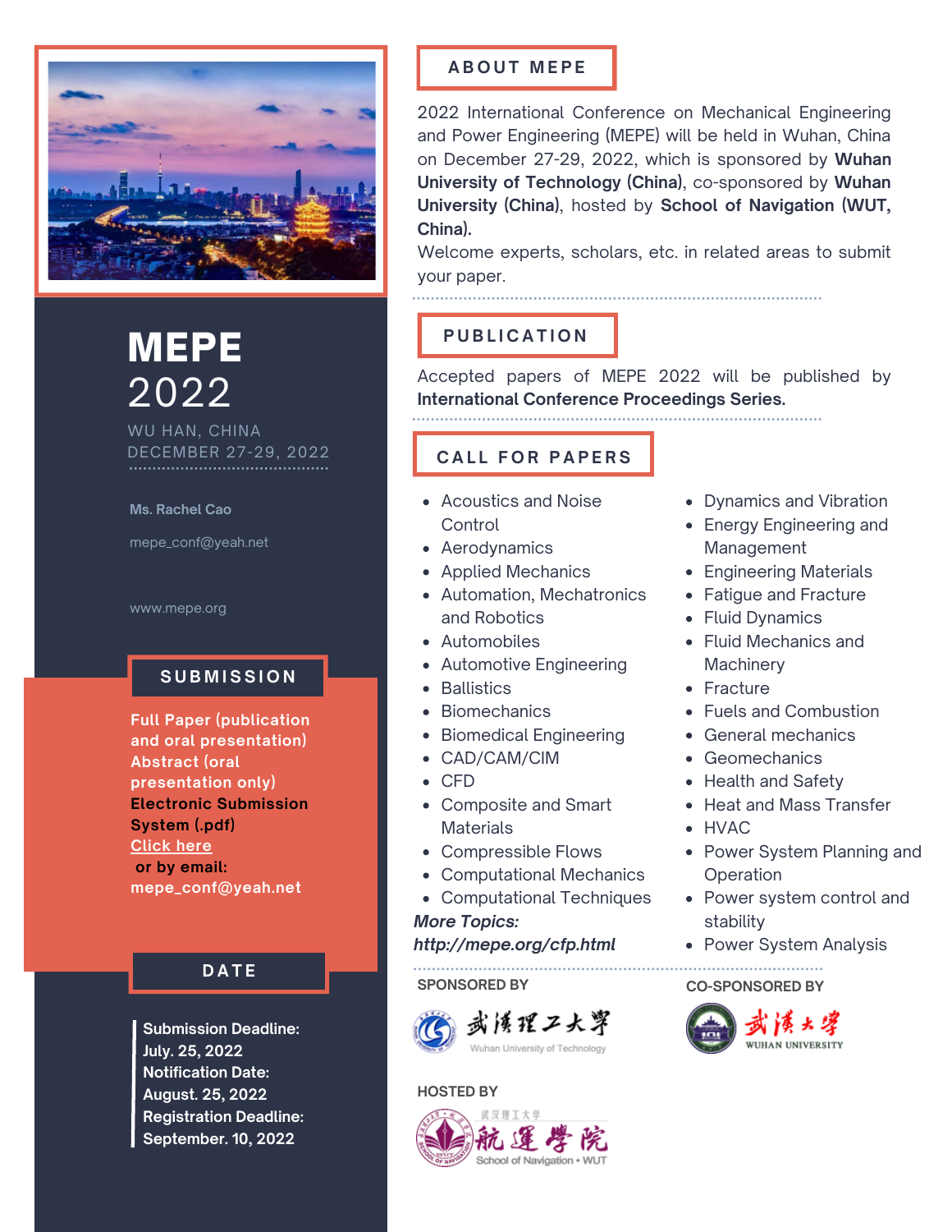# MEPE 2022

WU HAN, CHINA

DECEMBER 27-29, 2022

**Ms. Rachel Cao**

mepe_conf@yeah.net

www.mepe.org

## SUBMISSION

**Full Paper (publication and oral presentation)**

**Abstract (oral presentation only)**

**Electronic Submission System (.pdf)**

**Click here**

**or by email: mepe_conf@yeah.net**

## DATE

**Submission Deadline: July. 25, 2022**

**Notification Date: August. 25, 2022**

**Registration Deadline: September. 10, 2022**

## ABOUT MEPE

2022 International Conference on Mechanical Engineering and Power Engineering (MEPE) will be held in Wuhan, China on December 27-29, 2022, which is sponsored by **Wuhan University of Technology (China)**, co-sponsored by **Wuhan University (China)**, hosted by **School of Navigation (WUT, China).**

Welcome experts, scholars, etc. in related areas to submit your paper.

## PUBLICATION

Accepted papers of MEPE 2022 will be published by **International Conference Proceedings Series.**

## CALL FOR PAPERS

- Acoustics and Noise Control
- Aerodynamics
- Applied Mechanics
- Automation, Mechatronics and Robotics
- Automobiles
- Automotive Engineering
- Ballistics
- Biomechanics
- Biomedical Engineering
- CAD/CAM/CIM
- CFD
- Composite and Smart Materials
- Compressible Flows
- Computational Mechanics
- Computational Techniques
- Dynamics and Vibration
- Energy Engineering and Management
- Engineering Materials
- Fatigue and Fracture
- Fluid Dynamics
- Fluid Mechanics and Machinery
- Fracture
- Fuels and Combustion
- General mechanics
- Geomechanics
- Health and Safety
- Heat and Mass Transfer
- HVAC
- Power System Planning and Operation
- Power system control and stability
- Power System Analysis

***More Topics: http://mepe.org/cfp.html***

SPONSORED BY

武漢理工大學 Wuhan University of Technology

CO-SPONSORED BY

武漢大學 WUHAN UNIVERSITY

HOSTED BY

武汉理工大学 航運學院 School of Navigation • WUT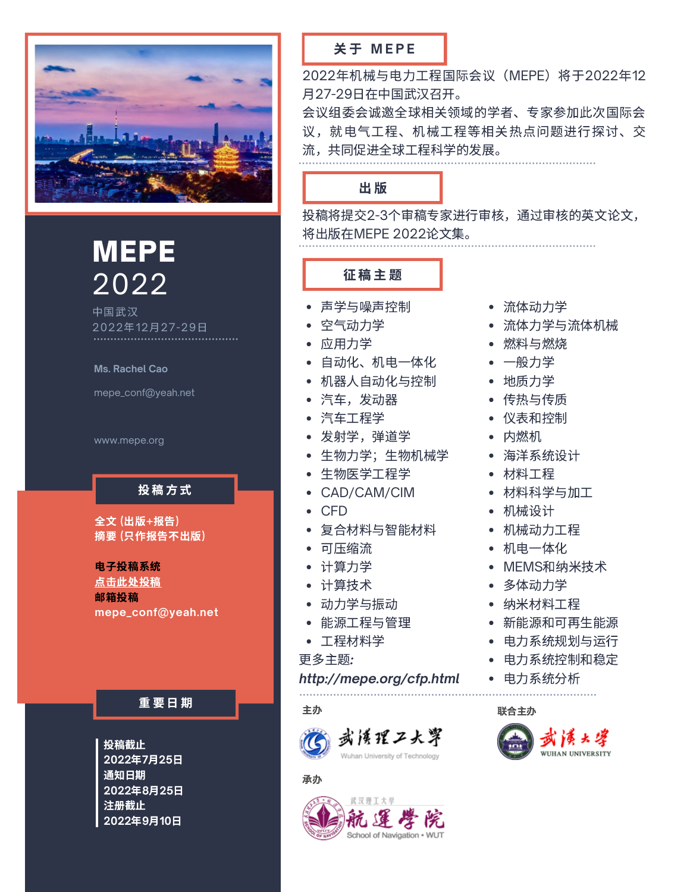# MEPE 2022

中国武汉
2022年12月27-29日

Ms. Rachel Cao

mepe_conf@yeah.net

www.mepe.org

## 投稿方式

**全文（出版+报告）**
**摘要（只作报告不出版）**

**电子投稿系统**
**点击此处投稿**
**邮箱投稿**
**mepe_conf@yeah.net**

## 重要日期

**投稿截止**
**2022年7月25日**
**通知日期**
**2022年8月25日**
**注册截止**
**2022年9月10日**

## 关于 MEPE

2022年机械与电力工程国际会议（MEPE）将于2022年12月27-29日在中国武汉召开。
会议组委会诚邀全球相关领域的学者、专家参加此次国际会议，就电气工程、机械工程等相关热点问题进行探讨、交流，共同促进全球工程科学的发展。

## 出版

投稿将提交2-3个审稿专家进行审核，通过审核的英文论文，将出版在MEPE 2022论文集。

## 征稿主题

- 声学与噪声控制
- 空气动力学
- 应用力学
- 自动化、机电一体化
- 机器人自动化与控制
- 汽车，发动器
- 汽车工程学
- 发射学，弹道学
- 生物力学；生物机械学
- 生物医学工程学
- CAD/CAM/CIM
- CFD
- 复合材料与智能材料
- 可压缩流
- 计算力学
- 计算技术
- 动力学与振动
- 能源工程与管理
- 工程材料学
- 流体动力学
- 流体力学与流体机械
- 燃料与燃烧
- 一般力学
- 地质力学
- 传热与传质
- 仪表和控制
- 内燃机
- 海洋系统设计
- 材料工程
- 材料科学与加工
- 机械设计
- 机械动力工程
- 机电一体化
- MEMS和纳米技术
- 多体动力学
- 纳米材料工程
- 新能源和可再生能源
- 电力系统规划与运行
- 电力系统控制和稳定
- 电力系统分析

更多主题:
***http://mepe.org/cfp.html***

**主办**
武汉理工大学 Wuhan University of Technology

**联合主办**
武汉大学 WUHAN UNIVERSITY

**承办**
武汉理工大学 航運學院 School of Navigation • WUT